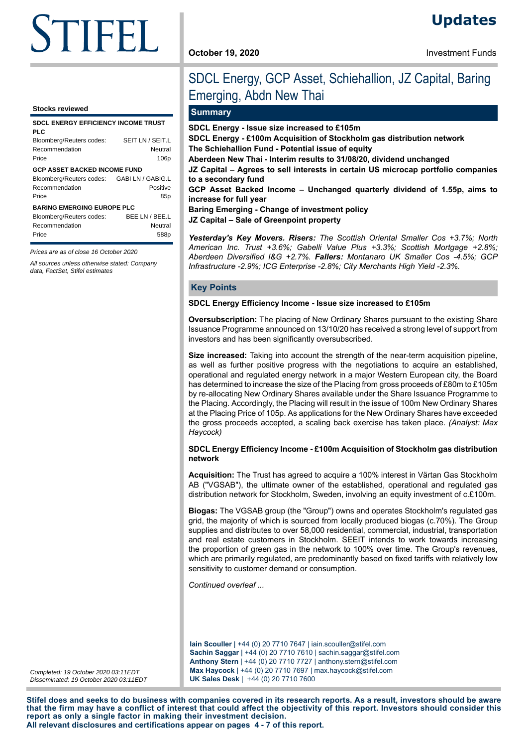STIFEL

# Updates

**October 19, 2020**

Investment Funds

# SDCL Energy, GCP Asset, Schiehallion, JZ Capital, Baring Emerging, Abdn New Thai

**Stocks reviewed**

| **SDCL ENERGY EFFICIENCY INCOME TRUST PLC** | |
|---|---|
| Bloomberg/Reuters codes: | SEIT LN / SEIT.L |
| Recommendation | Neutral |
| Price | 106p |
| **GCP ASSET BACKED INCOME FUND** | |
| Bloomberg/Reuters codes: | GABI LN / GABIG.L |
| Recommendation | Positive |
| Price | 85p |
| **BARING EMERGING EUROPE PLC** | |
| Bloomberg/Reuters codes: | BEE LN / BEE.L |
| Recommendation | Neutral |
| Price | 588p |

*Prices are as of close 16 October 2020*

*All sources unless otherwise stated: Company data, FactSet, Stifel estimates*

## Summary

**SDCL Energy - Issue size increased to £105m**
**SDCL Energy - £100m Acquisition of Stockholm gas distribution network**
**The Schiehallion Fund - Potential issue of equity**
**Aberdeen New Thai - Interim results to 31/08/20, dividend unchanged**
**JZ Capital – Agrees to sell interests in certain US microcap portfolio companies to a secondary fund**
**GCP Asset Backed Income – Unchanged quarterly dividend of 1.55p, aims to increase for full year**
**Baring Emerging - Change of investment policy**
**JZ Capital – Sale of Greenpoint property**

***Yesterday's Key Movers. Risers:*** *The Scottish Oriental Smaller Cos +3.7%; North American Inc. Trust +3.6%; Gabelli Value Plus +3.3%; Scottish Mortgage +2.8%; Aberdeen Diversified I&G +2.7%.* ***Fallers:*** *Montanaro UK Smaller Cos -4.5%; GCP Infrastructure -2.9%; ICG Enterprise -2.8%; City Merchants High Yield -2.3%.*

## Key Points

### SDCL Energy Efficiency Income - Issue size increased to £105m

**Oversubscription:** The placing of New Ordinary Shares pursuant to the existing Share Issuance Programme announced on 13/10/20 has received a strong level of support from investors and has been significantly oversubscribed.

**Size increased:** Taking into account the strength of the near-term acquisition pipeline, as well as further positive progress with the negotiations to acquire an established, operational and regulated energy network in a major Western European city, the Board has determined to increase the size of the Placing from gross proceeds of £80m to £105m by re-allocating New Ordinary Shares available under the Share Issuance Programme to the Placing. Accordingly, the Placing will result in the issue of 100m New Ordinary Shares at the Placing Price of 105p. As applications for the New Ordinary Shares have exceeded the gross proceeds accepted, a scaling back exercise has taken place. *(Analyst: Max Haycock)*

### SDCL Energy Efficiency Income - £100m Acquisition of Stockholm gas distribution network

**Acquisition:** The Trust has agreed to acquire a 100% interest in Värtan Gas Stockholm AB ("VGSAB"), the ultimate owner of the established, operational and regulated gas distribution network for Stockholm, Sweden, involving an equity investment of c.£100m.

**Biogas:** The VGSAB group (the "Group") owns and operates Stockholm's regulated gas grid, the majority of which is sourced from locally produced biogas (c.70%). The Group supplies and distributes to over 58,000 residential, commercial, industrial, transportation and real estate customers in Stockholm. SEEIT intends to work towards increasing the proportion of green gas in the network to 100% over time. The Group's revenues, which are primarily regulated, are predominantly based on fixed tariffs with relatively low sensitivity to customer demand or consumption.

*Continued overleaf ...*

**Iain Scouller** | +44 (0) 20 7710 7647 | iain.scouller@stifel.com
**Sachin Saggar** | +44 (0) 20 7710 7610 | sachin.saggar@stifel.com
**Anthony Stern** | +44 (0) 20 7710 7727 | anthony.stern@stifel.com
**Max Haycock** | +44 (0) 20 7710 7697 | max.haycock@stifel.com
**UK Sales Desk** | +44 (0) 20 7710 7600

*Completed: 19 October 2020 03:11EDT*
*Disseminated: 19 October 2020 03:11EDT*

**Stifel does and seeks to do business with companies covered in its research reports. As a result, investors should be aware that the firm may have a conflict of interest that could affect the objectivity of this report. Investors should consider this report as only a single factor in making their investment decision.**
**All relevant disclosures and certifications appear on pages 4 - 7 of this report.**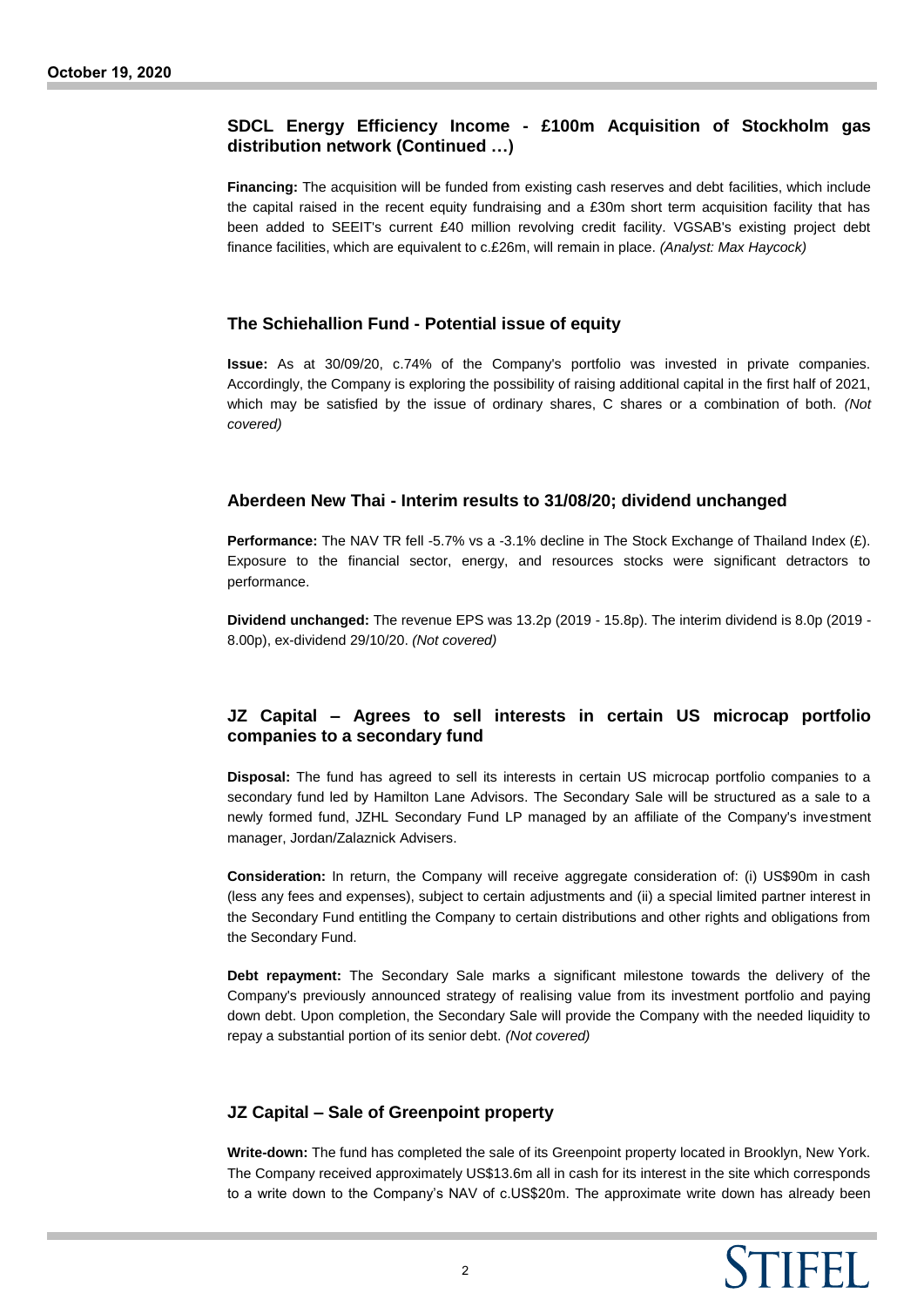## SDCL Energy Efficiency Income - £100m Acquisition of Stockholm gas distribution network (Continued …)

**Financing:** The acquisition will be funded from existing cash reserves and debt facilities, which include the capital raised in the recent equity fundraising and a £30m short term acquisition facility that has been added to SEEIT's current £40 million revolving credit facility. VGSAB's existing project debt finance facilities, which are equivalent to c.£26m, will remain in place. *(Analyst: Max Haycock)*

## The Schiehallion Fund - Potential issue of equity

**Issue:** As at 30/09/20, c.74% of the Company's portfolio was invested in private companies. Accordingly, the Company is exploring the possibility of raising additional capital in the first half of 2021, which may be satisfied by the issue of ordinary shares, C shares or a combination of both. *(Not covered)*

## Aberdeen New Thai - Interim results to 31/08/20; dividend unchanged

**Performance:** The NAV TR fell -5.7% vs a -3.1% decline in The Stock Exchange of Thailand Index (£). Exposure to the financial sector, energy, and resources stocks were significant detractors to performance.

**Dividend unchanged:** The revenue EPS was 13.2p (2019 - 15.8p). The interim dividend is 8.0p (2019 - 8.00p), ex-dividend 29/10/20. *(Not covered)*

## JZ Capital – Agrees to sell interests in certain US microcap portfolio companies to a secondary fund

**Disposal:** The fund has agreed to sell its interests in certain US microcap portfolio companies to a secondary fund led by Hamilton Lane Advisors. The Secondary Sale will be structured as a sale to a newly formed fund, JZHL Secondary Fund LP managed by an affiliate of the Company's investment manager, Jordan/Zalaznick Advisers.

**Consideration:** In return, the Company will receive aggregate consideration of: (i) US$90m in cash (less any fees and expenses), subject to certain adjustments and (ii) a special limited partner interest in the Secondary Fund entitling the Company to certain distributions and other rights and obligations from the Secondary Fund.

**Debt repayment:** The Secondary Sale marks a significant milestone towards the delivery of the Company's previously announced strategy of realising value from its investment portfolio and paying down debt. Upon completion, the Secondary Sale will provide the Company with the needed liquidity to repay a substantial portion of its senior debt. *(Not covered)*

## JZ Capital – Sale of Greenpoint property

**Write-down:** The fund has completed the sale of its Greenpoint property located in Brooklyn, New York. The Company received approximately US$13.6m all in cash for its interest in the site which corresponds to a write down to the Company's NAV of c.US$20m. The approximate write down has already been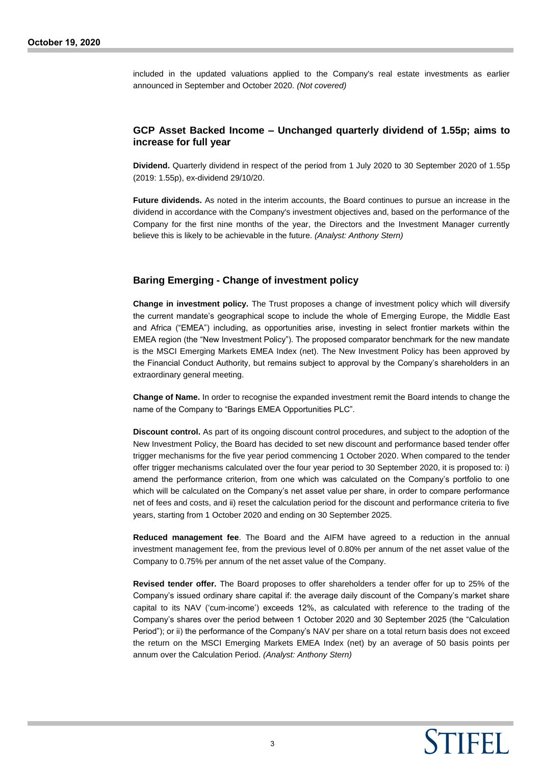included in the updated valuations applied to the Company's real estate investments as earlier announced in September and October 2020. *(Not covered)*

## GCP Asset Backed Income – Unchanged quarterly dividend of 1.55p; aims to increase for full year

**Dividend.** Quarterly dividend in respect of the period from 1 July 2020 to 30 September 2020 of 1.55p (2019: 1.55p), ex-dividend 29/10/20.

**Future dividends.** As noted in the interim accounts, the Board continues to pursue an increase in the dividend in accordance with the Company's investment objectives and, based on the performance of the Company for the first nine months of the year, the Directors and the Investment Manager currently believe this is likely to be achievable in the future. *(Analyst: Anthony Stern)*

## Baring Emerging - Change of investment policy

**Change in investment policy.** The Trust proposes a change of investment policy which will diversify the current mandate's geographical scope to include the whole of Emerging Europe, the Middle East and Africa ("EMEA") including, as opportunities arise, investing in select frontier markets within the EMEA region (the "New Investment Policy"). The proposed comparator benchmark for the new mandate is the MSCI Emerging Markets EMEA Index (net). The New Investment Policy has been approved by the Financial Conduct Authority, but remains subject to approval by the Company's shareholders in an extraordinary general meeting.

**Change of Name.** In order to recognise the expanded investment remit the Board intends to change the name of the Company to "Barings EMEA Opportunities PLC".

**Discount control.** As part of its ongoing discount control procedures, and subject to the adoption of the New Investment Policy, the Board has decided to set new discount and performance based tender offer trigger mechanisms for the five year period commencing 1 October 2020. When compared to the tender offer trigger mechanisms calculated over the four year period to 30 September 2020, it is proposed to: i) amend the performance criterion, from one which was calculated on the Company's portfolio to one which will be calculated on the Company's net asset value per share, in order to compare performance net of fees and costs, and ii) reset the calculation period for the discount and performance criteria to five years, starting from 1 October 2020 and ending on 30 September 2025.

**Reduced management fee**. The Board and the AIFM have agreed to a reduction in the annual investment management fee, from the previous level of 0.80% per annum of the net asset value of the Company to 0.75% per annum of the net asset value of the Company.

**Revised tender offer.** The Board proposes to offer shareholders a tender offer for up to 25% of the Company's issued ordinary share capital if: the average daily discount of the Company's market share capital to its NAV ('cum-income') exceeds 12%, as calculated with reference to the trading of the Company's shares over the period between 1 October 2020 and 30 September 2025 (the "Calculation Period"); or ii) the performance of the Company's NAV per share on a total return basis does not exceed the return on the MSCI Emerging Markets EMEA Index (net) by an average of 50 basis points per annum over the Calculation Period. *(Analyst: Anthony Stern)*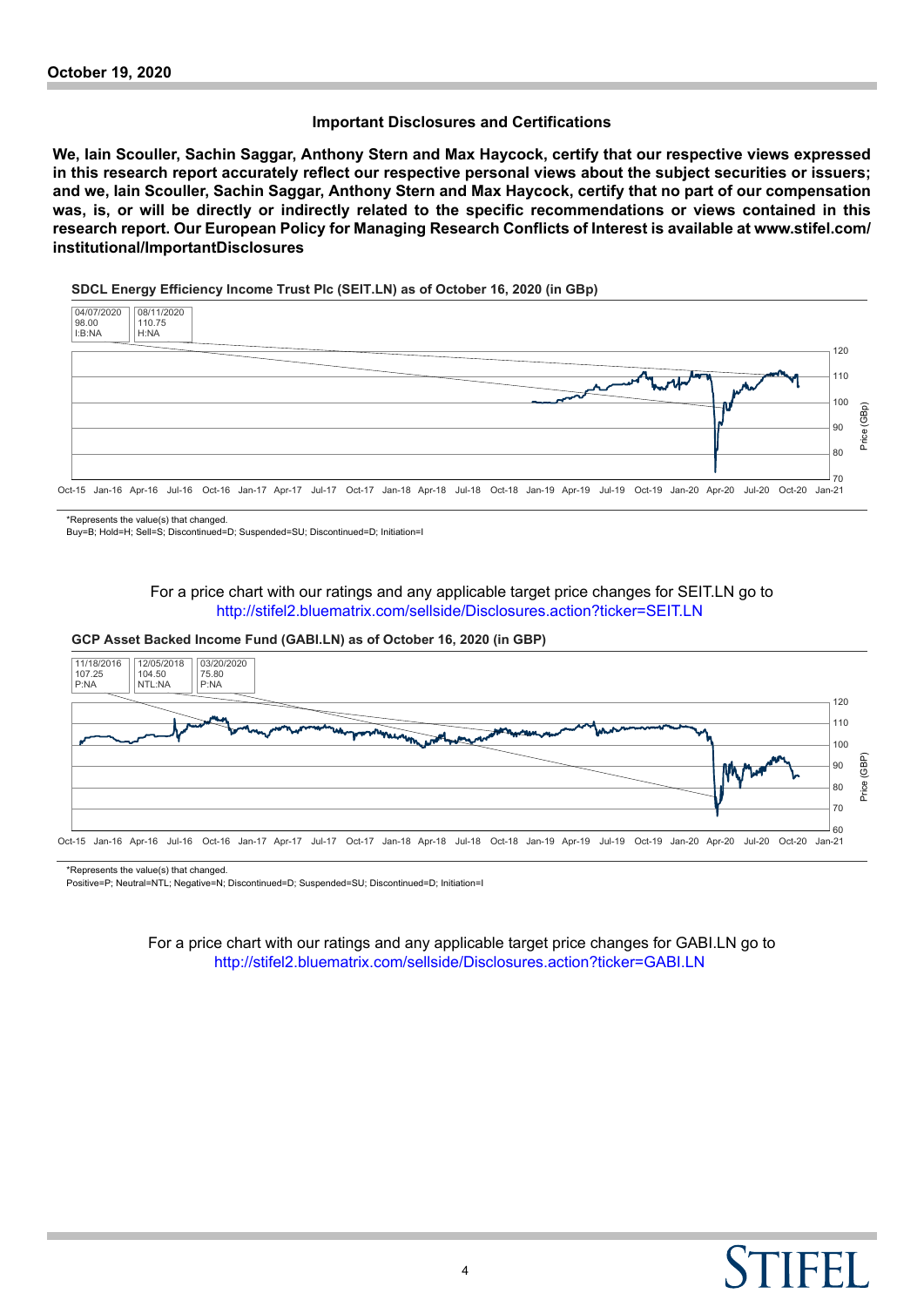## Important Disclosures and Certifications

**We, Iain Scouller, Sachin Saggar, Anthony Stern and Max Haycock, certify that our respective views expressed in this research report accurately reflect our respective personal views about the subject securities or issuers; and we, Iain Scouller, Sachin Saggar, Anthony Stern and Max Haycock, certify that no part of our compensation was, is, or will be directly or indirectly related to the specific recommendations or views contained in this research report. Our European Policy for Managing Research Conflicts of Interest is available at www.stifel.com/institutional/ImportantDisclosures**

**SDCL Energy Efficiency Income Trust Plc (SEIT.LN) as of October 16, 2020 (in GBp)**

| 04/07/2020 | 08/11/2020 |
|---|---|
| 98.00 | 110.75 |
| I:B:NA | H:NA |

*Represents the value(s) that changed.
Buy=B; Hold=H; Sell=S; Discontinued=D; Suspended=SU; Discontinued=D; Initiation=I

For a price chart with our ratings and any applicable target price changes for SEIT.LN go to http://stifel2.bluematrix.com/sellside/Disclosures.action?ticker=SEIT.LN

**GCP Asset Backed Income Fund (GABI.LN) as of October 16, 2020 (in GBP)**

| 11/18/2016 | 12/05/2018 | 03/20/2020 |
|---|---|---|
| 107.25 | 104.50 | 75.80 |
| P:NA | NTL:NA | P:NA |

*Represents the value(s) that changed.
Positive=P; Neutral=NTL; Negative=N; Discontinued=D; Suspended=SU; Discontinued=D; Initiation=I

For a price chart with our ratings and any applicable target price changes for GABI.LN go to http://stifel2.bluematrix.com/sellside/Disclosures.action?ticker=GABI.LN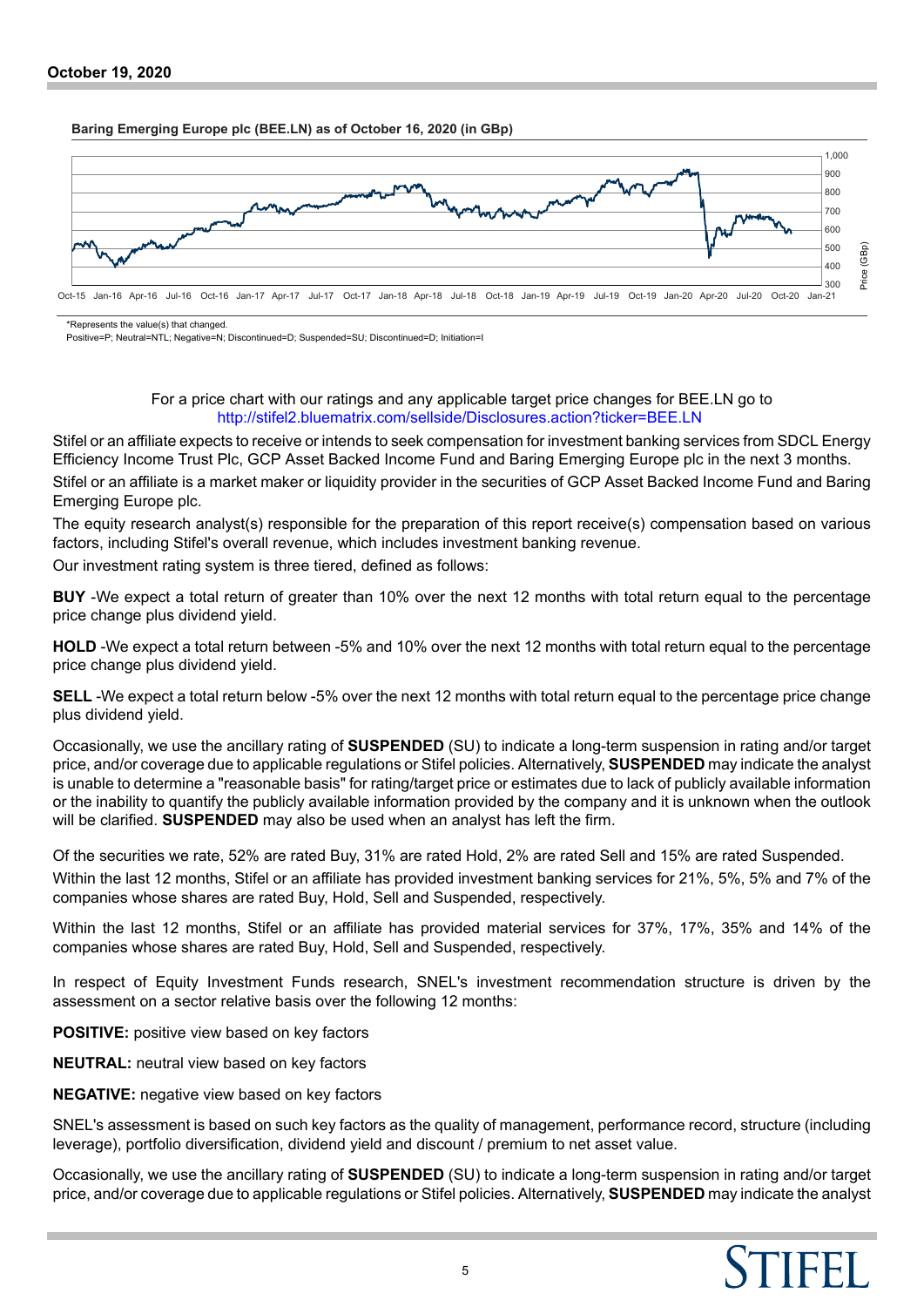**October 19, 2020**

**Baring Emerging Europe plc (BEE.LN) as of October 16, 2020 (in GBp)**

*Represents the value(s) that changed.
Positive=P; Neutral=NTL; Negative=N; Discontinued=D; Suspended=SU; Discontinued=D; Initiation=I

For a price chart with our ratings and any applicable target price changes for BEE.LN go to http://stifel2.bluematrix.com/sellside/Disclosures.action?ticker=BEE.LN

Stifel or an affiliate expects to receive or intends to seek compensation for investment banking services from SDCL Energy Efficiency Income Trust Plc, GCP Asset Backed Income Fund and Baring Emerging Europe plc in the next 3 months.

Stifel or an affiliate is a market maker or liquidity provider in the securities of GCP Asset Backed Income Fund and Baring Emerging Europe plc.

The equity research analyst(s) responsible for the preparation of this report receive(s) compensation based on various factors, including Stifel's overall revenue, which includes investment banking revenue.

Our investment rating system is three tiered, defined as follows:

**BUY** -We expect a total return of greater than 10% over the next 12 months with total return equal to the percentage price change plus dividend yield.

**HOLD** -We expect a total return between -5% and 10% over the next 12 months with total return equal to the percentage price change plus dividend yield.

**SELL** -We expect a total return below -5% over the next 12 months with total return equal to the percentage price change plus dividend yield.

Occasionally, we use the ancillary rating of **SUSPENDED** (SU) to indicate a long-term suspension in rating and/or target price, and/or coverage due to applicable regulations or Stifel policies. Alternatively, **SUSPENDED** may indicate the analyst is unable to determine a "reasonable basis" for rating/target price or estimates due to lack of publicly available information or the inability to quantify the publicly available information provided by the company and it is unknown when the outlook will be clarified. **SUSPENDED** may also be used when an analyst has left the firm.

Of the securities we rate, 52% are rated Buy, 31% are rated Hold, 2% are rated Sell and 15% are rated Suspended.

Within the last 12 months, Stifel or an affiliate has provided investment banking services for 21%, 5%, 5% and 7% of the companies whose shares are rated Buy, Hold, Sell and Suspended, respectively.

Within the last 12 months, Stifel or an affiliate has provided material services for 37%, 17%, 35% and 14% of the companies whose shares are rated Buy, Hold, Sell and Suspended, respectively.

In respect of Equity Investment Funds research, SNEL's investment recommendation structure is driven by the assessment on a sector relative basis over the following 12 months:

**POSITIVE:** positive view based on key factors

**NEUTRAL:** neutral view based on key factors

**NEGATIVE:** negative view based on key factors

SNEL's assessment is based on such key factors as the quality of management, performance record, structure (including leverage), portfolio diversification, dividend yield and discount / premium to net asset value.

Occasionally, we use the ancillary rating of **SUSPENDED** (SU) to indicate a long-term suspension in rating and/or target price, and/or coverage due to applicable regulations or Stifel policies. Alternatively, **SUSPENDED** may indicate the analyst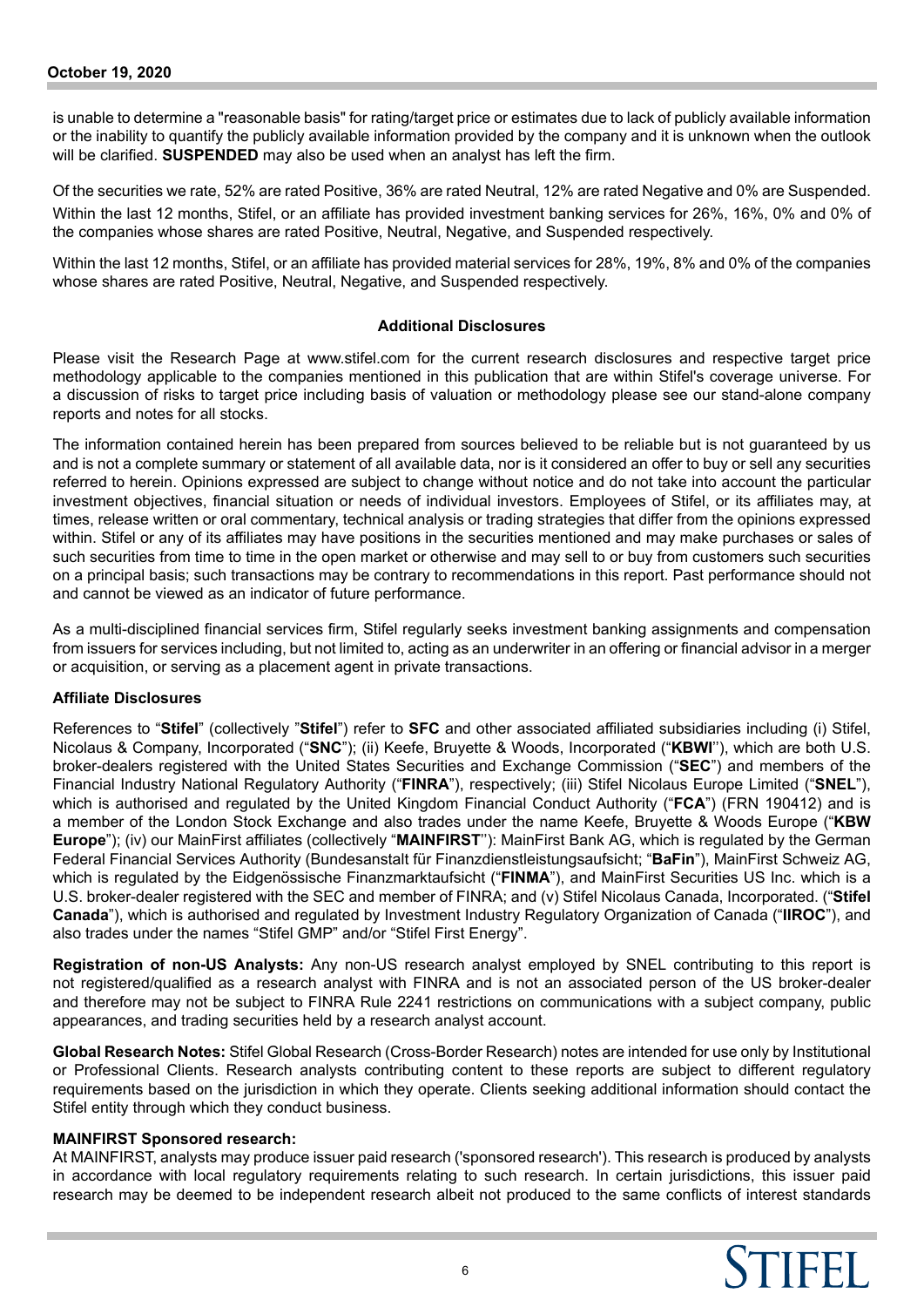is unable to determine a "reasonable basis" for rating/target price or estimates due to lack of publicly available information or the inability to quantify the publicly available information provided by the company and it is unknown when the outlook will be clarified. **SUSPENDED** may also be used when an analyst has left the firm.

Of the securities we rate, 52% are rated Positive, 36% are rated Neutral, 12% are rated Negative and 0% are Suspended. Within the last 12 months, Stifel, or an affiliate has provided investment banking services for 26%, 16%, 0% and 0% of the companies whose shares are rated Positive, Neutral, Negative, and Suspended respectively.

Within the last 12 months, Stifel, or an affiliate has provided material services for 28%, 19%, 8% and 0% of the companies whose shares are rated Positive, Neutral, Negative, and Suspended respectively.

## Additional Disclosures

Please visit the Research Page at www.stifel.com for the current research disclosures and respective target price methodology applicable to the companies mentioned in this publication that are within Stifel's coverage universe. For a discussion of risks to target price including basis of valuation or methodology please see our stand-alone company reports and notes for all stocks.

The information contained herein has been prepared from sources believed to be reliable but is not guaranteed by us and is not a complete summary or statement of all available data, nor is it considered an offer to buy or sell any securities referred to herein. Opinions expressed are subject to change without notice and do not take into account the particular investment objectives, financial situation or needs of individual investors. Employees of Stifel, or its affiliates may, at times, release written or oral commentary, technical analysis or trading strategies that differ from the opinions expressed within. Stifel or any of its affiliates may have positions in the securities mentioned and may make purchases or sales of such securities from time to time in the open market or otherwise and may sell to or buy from customers such securities on a principal basis; such transactions may be contrary to recommendations in this report. Past performance should not and cannot be viewed as an indicator of future performance.

As a multi-disciplined financial services firm, Stifel regularly seeks investment banking assignments and compensation from issuers for services including, but not limited to, acting as an underwriter in an offering or financial advisor in a merger or acquisition, or serving as a placement agent in private transactions.

### Affiliate Disclosures

References to "**Stifel**" (collectively "**Stifel**") refer to **SFC** and other associated affiliated subsidiaries including (i) Stifel, Nicolaus & Company, Incorporated ("**SNC**"); (ii) Keefe, Bruyette & Woods, Incorporated ("**KBWI**''), which are both U.S. broker-dealers registered with the United States Securities and Exchange Commission ("**SEC**") and members of the Financial Industry National Regulatory Authority ("**FINRA**"), respectively; (iii) Stifel Nicolaus Europe Limited ("**SNEL**"), which is authorised and regulated by the United Kingdom Financial Conduct Authority ("**FCA**") (FRN 190412) and is a member of the London Stock Exchange and also trades under the name Keefe, Bruyette & Woods Europe ("**KBW Europe**"); (iv) our MainFirst affiliates (collectively "**MAINFIRST**''): MainFirst Bank AG, which is regulated by the German Federal Financial Services Authority (Bundesanstalt für Finanzdienstleistungsaufsicht; "**BaFin**"), MainFirst Schweiz AG, which is regulated by the Eidgenössische Finanzmarktaufsicht ("**FINMA**"), and MainFirst Securities US Inc. which is a U.S. broker-dealer registered with the SEC and member of FINRA; and (v) Stifel Nicolaus Canada, Incorporated. ("**Stifel Canada**"), which is authorised and regulated by Investment Industry Regulatory Organization of Canada ("**IIROC**"), and also trades under the names "Stifel GMP" and/or "Stifel First Energy".

**Registration of non-US Analysts:** Any non-US research analyst employed by SNEL contributing to this report is not registered/qualified as a research analyst with FINRA and is not an associated person of the US broker-dealer and therefore may not be subject to FINRA Rule 2241 restrictions on communications with a subject company, public appearances, and trading securities held by a research analyst account.

**Global Research Notes:** Stifel Global Research (Cross-Border Research) notes are intended for use only by Institutional or Professional Clients. Research analysts contributing content to these reports are subject to different regulatory requirements based on the jurisdiction in which they operate. Clients seeking additional information should contact the Stifel entity through which they conduct business.

**MAINFIRST Sponsored research:**
At MAINFIRST, analysts may produce issuer paid research ('sponsored research'). This research is produced by analysts in accordance with local regulatory requirements relating to such research. In certain jurisdictions, this issuer paid research may be deemed to be independent research albeit not produced to the same conflicts of interest standards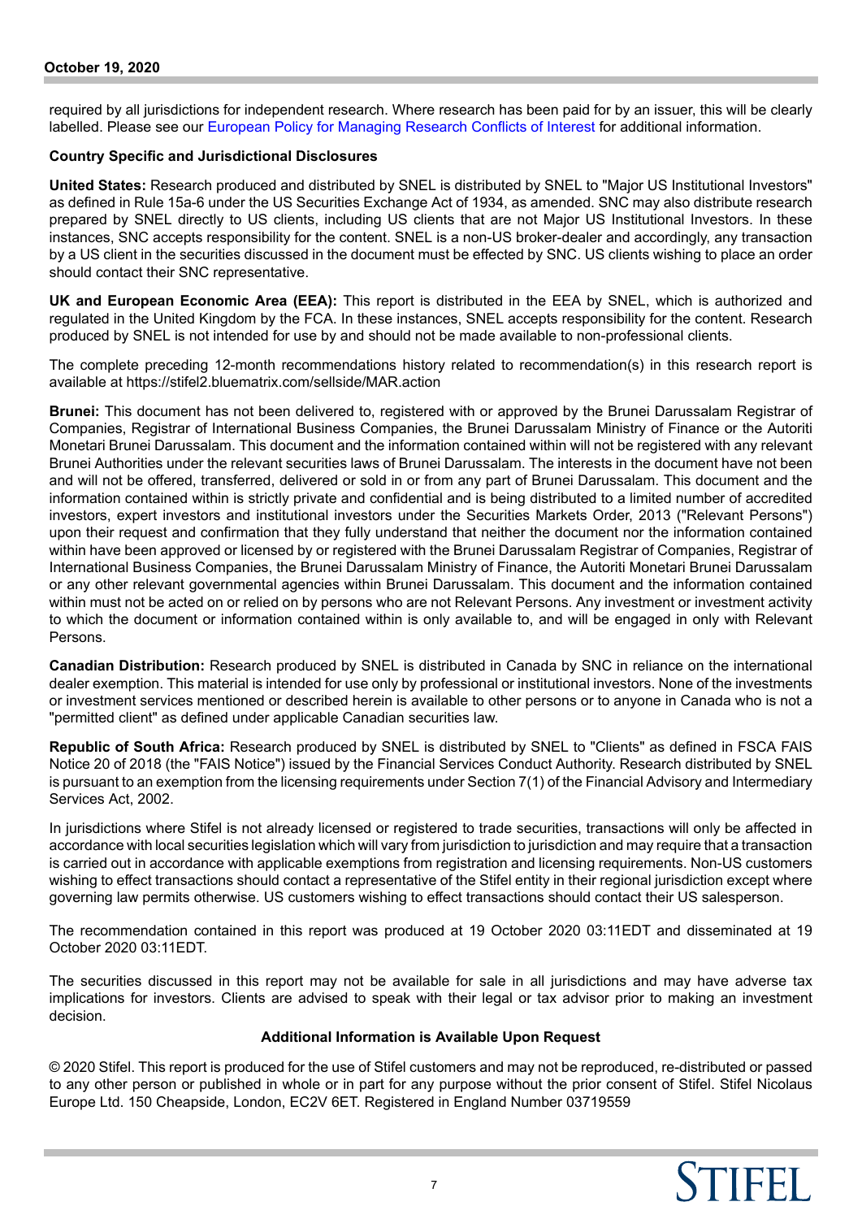required by all jurisdictions for independent research. Where research has been paid for by an issuer, this will be clearly labelled. Please see our European Policy for Managing Research Conflicts of Interest for additional information.

**Country Specific and Jurisdictional Disclosures**

**United States:** Research produced and distributed by SNEL is distributed by SNEL to "Major US Institutional Investors" as defined in Rule 15a-6 under the US Securities Exchange Act of 1934, as amended. SNC may also distribute research prepared by SNEL directly to US clients, including US clients that are not Major US Institutional Investors. In these instances, SNC accepts responsibility for the content. SNEL is a non-US broker-dealer and accordingly, any transaction by a US client in the securities discussed in the document must be effected by SNC. US clients wishing to place an order should contact their SNC representative.

**UK and European Economic Area (EEA):** This report is distributed in the EEA by SNEL, which is authorized and regulated in the United Kingdom by the FCA. In these instances, SNEL accepts responsibility for the content. Research produced by SNEL is not intended for use by and should not be made available to non-professional clients.

The complete preceding 12-month recommendations history related to recommendation(s) in this research report is available at https://stifel2.bluematrix.com/sellside/MAR.action

**Brunei:** This document has not been delivered to, registered with or approved by the Brunei Darussalam Registrar of Companies, Registrar of International Business Companies, the Brunei Darussalam Ministry of Finance or the Autoriti Monetari Brunei Darussalam. This document and the information contained within will not be registered with any relevant Brunei Authorities under the relevant securities laws of Brunei Darussalam. The interests in the document have not been and will not be offered, transferred, delivered or sold in or from any part of Brunei Darussalam. This document and the information contained within is strictly private and confidential and is being distributed to a limited number of accredited investors, expert investors and institutional investors under the Securities Markets Order, 2013 ("Relevant Persons") upon their request and confirmation that they fully understand that neither the document nor the information contained within have been approved or licensed by or registered with the Brunei Darussalam Registrar of Companies, Registrar of International Business Companies, the Brunei Darussalam Ministry of Finance, the Autoriti Monetari Brunei Darussalam or any other relevant governmental agencies within Brunei Darussalam. This document and the information contained within must not be acted on or relied on by persons who are not Relevant Persons. Any investment or investment activity to which the document or information contained within is only available to, and will be engaged in only with Relevant Persons.

**Canadian Distribution:** Research produced by SNEL is distributed in Canada by SNC in reliance on the international dealer exemption. This material is intended for use only by professional or institutional investors. None of the investments or investment services mentioned or described herein is available to other persons or to anyone in Canada who is not a "permitted client" as defined under applicable Canadian securities law.

**Republic of South Africa:** Research produced by SNEL is distributed by SNEL to "Clients" as defined in FSCA FAIS Notice 20 of 2018 (the "FAIS Notice") issued by the Financial Services Conduct Authority. Research distributed by SNEL is pursuant to an exemption from the licensing requirements under Section 7(1) of the Financial Advisory and Intermediary Services Act, 2002.

In jurisdictions where Stifel is not already licensed or registered to trade securities, transactions will only be affected in accordance with local securities legislation which will vary from jurisdiction to jurisdiction and may require that a transaction is carried out in accordance with applicable exemptions from registration and licensing requirements. Non-US customers wishing to effect transactions should contact a representative of the Stifel entity in their regional jurisdiction except where governing law permits otherwise. US customers wishing to effect transactions should contact their US salesperson.

The recommendation contained in this report was produced at 19 October 2020 03:11EDT and disseminated at 19 October 2020 03:11EDT.

The securities discussed in this report may not be available for sale in all jurisdictions and may have adverse tax implications for investors. Clients are advised to speak with their legal or tax advisor prior to making an investment decision.

**Additional Information is Available Upon Request**

© 2020 Stifel. This report is produced for the use of Stifel customers and may not be reproduced, re-distributed or passed to any other person or published in whole or in part for any purpose without the prior consent of Stifel. Stifel Nicolaus Europe Ltd. 150 Cheapside, London, EC2V 6ET. Registered in England Number 03719559